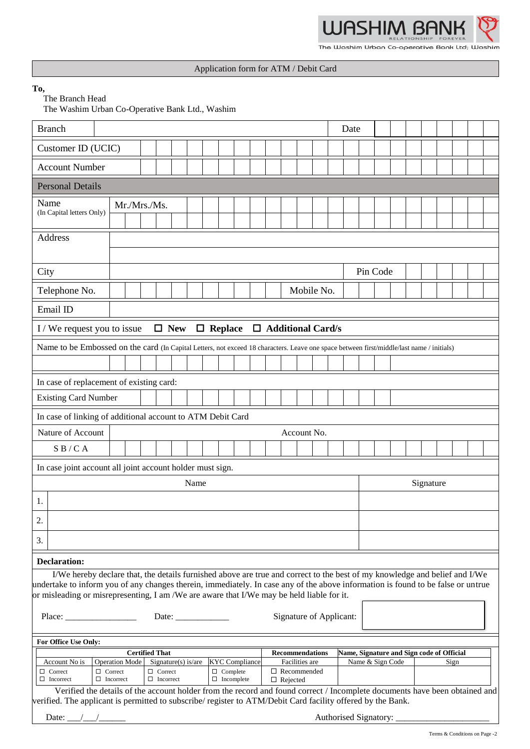WASHIM BANK
RELATIONSHIP FOREVER
The Washim Urban Co-operative Bank Ltd; Washim

## Application form for ATM / Debit Card

**To,**
The Branch Head
The Washim Urban Co-Operative Bank Ltd., Washim

| Branch | | Date | |
|---|---|---|---|
| Customer ID (UCIC) | | | |
| Account Number | | | |

**Personal Details**

| | | | |
|---|---|---|---|
| Name (In Capital letters Only) | Mr./Mrs./Ms. | | |
| Address | | | |
| City | | Pin Code | |
| Telephone No. | | Mobile No. | |
| Email ID | | | |

I / We request you to issue ☐ **New** ☐ **Replace** ☐ **Additional Card/s**

Name to be Embossed on the card (In Capital Letters, not exceed 18 characters. Leave one space between first/middle/last name / initials)

In case of replacement of existing card:

| Existing Card Number | |
|---|---|

In case of linking of additional account to ATM Debit Card

| Nature of Account | Account No. |
|---|---|
| S B / C A | |

In case joint account all joint account holder must sign.

| | Name | Signature |
|---|---|---|
| 1. | | |
| 2. | | |
| 3. | | |

**Declaration:**

I/We hereby declare that, the details furnished above are true and correct to the best of my knowledge and belief and I/We undertake to inform you of any changes therein, immediately. In case any of the above information is found to be false or untrue or misleading or misrepresenting, I am /We are aware that I/We may be held liable for it.

Place: ________________ Date: ____________ Signature of Applicant:

**For Office Use Only:**

| **Certified That** | | | | **Recommendations** | **Name, Signature and Sign code of Official** | |
|---|---|---|---|---|---|---|
| Account No is | Operation Mode | Signature(s) is/are | KYC Compliance | Facilities are | Name & Sign Code | Sign |
| ☐ Correct ☐ Incorrect | ☐ Correct ☐ Incorrect | ☐ Correct ☐ Incorrect | ☐ Complete ☐ Incomplete | ☐ Recommended ☐ Rejected | | |

Verified the details of the account holder from the record and found correct / Incomplete documents have been obtained and verified. The applicant is permitted to subscribe/ register to ATM/Debit Card facility offered by the Bank.

Date: ___/___/______ Authorised Signatory: ______________________

Terms & Conditions on Page -2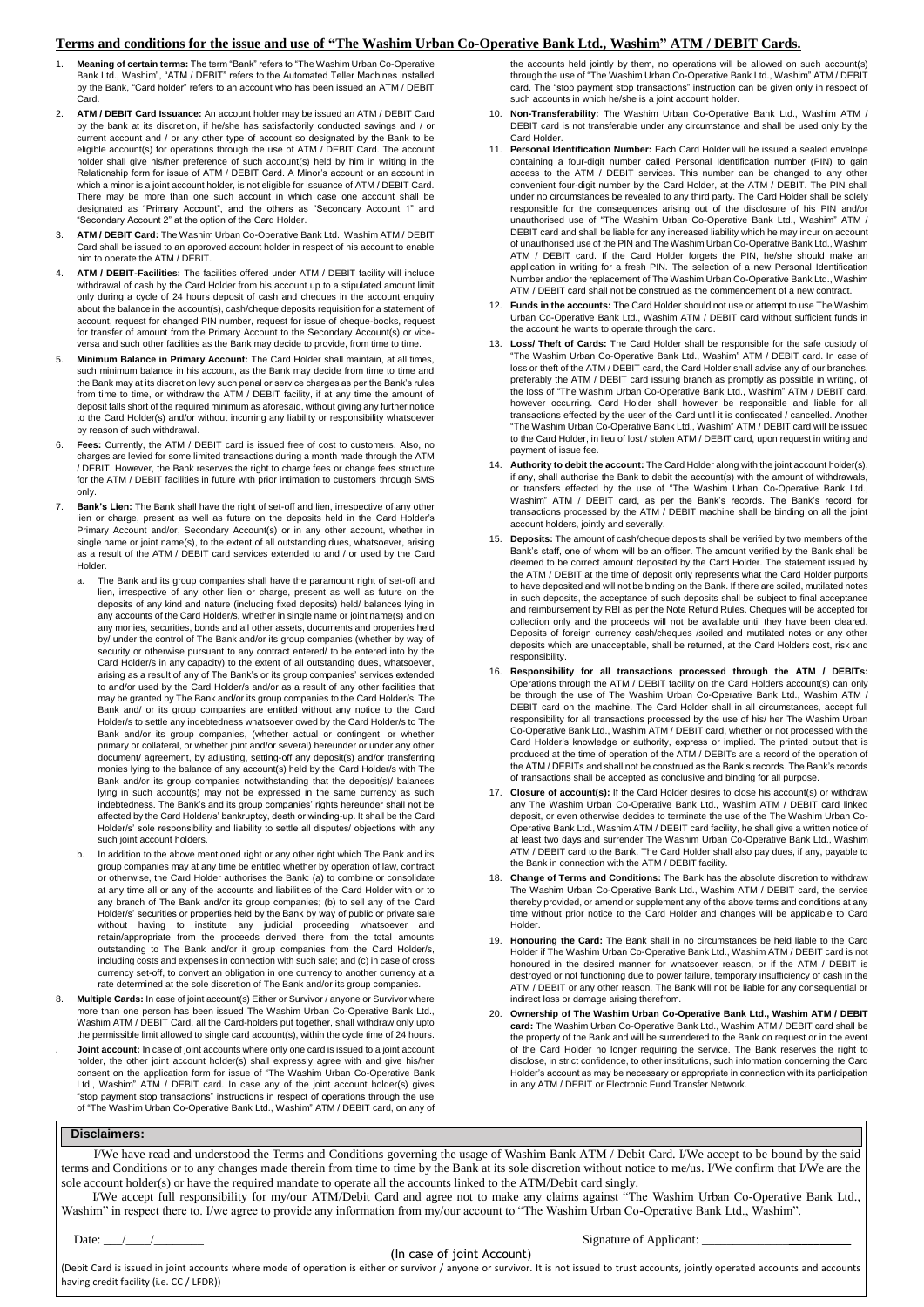## Terms and conditions for the issue and use of "The Washim Urban Co-Operative Bank Ltd., Washim" ATM / DEBIT Cards.

1. **Meaning of certain terms:** The term "Bank" refers to "The Washim Urban Co-Operative Bank Ltd., Washim", "ATM / DEBIT" refers to the Automated Teller Machines installed by the Bank, "Card holder" refers to an account who has been issued an ATM / DEBIT Card.

2. **ATM / DEBIT Card Issuance:** An account holder may be issued an ATM / DEBIT Card by the bank at its discretion, if he/she has satisfactorily conducted savings and / or current account and / or any other type of account so designated by the Bank to be eligible account(s) for operations through the use of ATM / DEBIT Card. The account holder shall give his/her preference of such account(s) held by him in writing in the Relationship form for issue of ATM / DEBIT Card. A Minor's account or an account in which a minor is a joint account holder, is not eligible for issuance of ATM / DEBIT Card. There may be more than one such account in which case one account shall be designated as "Primary Account", and the others as "Secondary Account 1" and "Secondary Account 2" at the option of the Card Holder.

3. **ATM / DEBIT Card:** The Washim Urban Co-Operative Bank Ltd., Washim ATM / DEBIT Card shall be issued to an approved account holder in respect of his account to enable him to operate the ATM / DEBIT.

4. **ATM / DEBIT-Facilities:** The facilities offered under ATM / DEBIT facility will include withdrawal of cash by the Card Holder from his account up to a stipulated amount limit only during a cycle of 24 hours deposit of cash and cheques in the account enquiry about the balance in the account(s), cash/cheque deposits requisition for a statement of account, request for changed PIN number, request for issue of cheque-books, request for transfer of amount from the Primary Account to the Secondary Account(s) or vice-versa and such other facilities as the Bank may decide to provide, from time to time.

5. **Minimum Balance in Primary Account:** The Card Holder shall maintain, at all times, such minimum balance in his account, as the Bank may decide from time to time and the Bank may at its discretion levy such penal or service charges as per the Bank's rules from time to time, or withdraw the ATM / DEBIT facility, if at any time the amount of deposit falls short of the required minimum as aforesaid, without giving any further notice to the Card Holder(s) and/or without incurring any liability or responsibility whatsoever by reason of such withdrawal.

6. **Fees:** Currently, the ATM / DEBIT card is issued free of cost to customers. Also, no charges are levied for some limited transactions during a month made through the ATM / DEBIT. However, the Bank reserves the right to charge fees or change fees structure for the ATM / DEBIT facilities in future with prior intimation to customers through SMS only.

7. **Bank's Lien:** The Bank shall have the right of set-off and lien, irrespective of any other lien or charge, present as well as future on the deposits held in the Card Holder's Primary Account and/or, Secondary Account(s) or in any other account, whether in single name or joint name(s), to the extent of all outstanding dues, whatsoever, arising as a result of the ATM / DEBIT card services extended to and / or used by the Card Holder.

   a. The Bank and its group companies shall have the paramount right of set-off and lien, irrespective of any other lien or charge, present as well as future on the deposits of any kind and nature (including fixed deposits) held/ balances lying in any accounts of the Card Holder/s, whether in single name or joint name(s) and on any monies, securities, bonds and all other assets, documents and properties held by/ under the control of The Bank and/or its group companies (whether by way of security or otherwise pursuant to any contract entered/ to be entered into by the Card Holder/s in any capacity) to the extent of all outstanding dues, whatsoever, arising as a result of any of The Bank's or its group companies' services extended to and/or used by the Card Holder/s and/or as a result of any other facilities that may be granted by The Bank and/or its group companies to the Card Holder/s. The Bank and/ or its group companies are entitled without any notice to the Card Holder/s to settle any indebtedness whatsoever owed by the Card Holder/s to The Bank and/or its group companies, (whether actual or contingent, or whether primary or collateral, or whether joint and/or several) hereunder or under any other document/ agreement, by adjusting, setting-off any deposit(s) and/or transferring monies lying to the balance of any account(s) held by the Card Holder/s with The Bank and/or its group companies notwithstanding that the deposit(s)/ balances lying in such account(s) may not be expressed in the same currency as such indebtedness. The Bank's and its group companies' rights hereunder shall not be affected by the Card Holder/s' bankruptcy, death or winding-up. It shall be the Card Holder/s' sole responsibility and liability to settle all disputes/ objections with any such joint account holders.

   b. In addition to the above mentioned right or any other right which The Bank and its group companies may at any time be entitled whether by operation of law, contract or otherwise, the Card Holder authorises the Bank: (a) to combine or consolidate at any time all or any of the accounts and liabilities of the Card Holder with or to any branch of The Bank and/or its group companies; (b) to sell any of the Card Holder/s' securities or properties held by the Bank by way of public or private sale without having to institute any judicial proceeding whatsoever and retain/appropriate from the proceeds derived there from the total amounts outstanding to The Bank and/or it group companies from the Card Holder/s, including costs and expenses in connection with such sale; and (c) in case of cross currency set-off, to convert an obligation in one currency to another currency at a rate determined at the sole discretion of The Bank and/or its group companies.

8. **Multiple Cards:** In case of joint account(s) Either or Survivor / anyone or Survivor where more than one person has been issued The Washim Urban Co-Operative Bank Ltd., Washim ATM / DEBIT Card, all the Card-holders put together, shall withdraw only upto the permissible limit allowed to single card account(s), within the cycle time of 24 hours.

9. **Joint account:** In case of joint accounts where only one card is issued to a joint account holder, the other joint account holder(s) shall expressly agree with and give his/her consent on the application form for issue of "The Washim Urban Co-Operative Bank Ltd., Washim" ATM / DEBIT card. In case any of the joint account holder(s) gives "stop payment stop transactions" instructions in respect of operations through the use of "The Washim Urban Co-Operative Bank Ltd., Washim" ATM / DEBIT card, on any of the accounts held jointly by them, no operations will be allowed on such account(s) through the use of "The Washim Urban Co-Operative Bank Ltd., Washim" ATM / DEBIT card. The "stop payment stop transactions" instruction can be given only in respect of such accounts in which he/she is a joint account holder.

10. **Non-Transferability:** The Washim Urban Co-Operative Bank Ltd., Washim ATM / DEBIT card is not transferable under any circumstance and shall be used only by the Card Holder.

11. **Personal Identification Number:** Each Card Holder will be issued a sealed envelope containing a four-digit number called Personal Identification number (PIN) to gain access to the ATM / DEBIT services. This number can be changed to any other convenient four-digit number by the Card Holder, at the ATM / DEBIT. The PIN shall under no circumstances be revealed to any third party. The Card Holder shall be solely responsible for the consequences arising out of the disclosure of his PIN and/or unauthorised use of "The Washim Urban Co-Operative Bank Ltd., Washim" ATM / DEBIT card and shall be liable for any increased liability which he may incur on account of unauthorised use of the PIN and The Washim Urban Co-Operative Bank Ltd., Washim ATM / DEBIT card. If the Card Holder forgets the PIN, he/she should make an application in writing for a fresh PIN. The selection of a new Personal Identification Number and/or the replacement of The Washim Urban Co-Operative Bank Ltd., Washim ATM / DEBIT card shall not be construed as the commencement of a new contract.

12. **Funds in the accounts:** The Card Holder should not use or attempt to use The Washim Urban Co-Operative Bank Ltd., Washim ATM / DEBIT card without sufficient funds in the account he wants to operate through the card.

13. **Loss/ Theft of Cards:** The Card Holder shall be responsible for the safe custody of "The Washim Urban Co-Operative Bank Ltd., Washim" ATM / DEBIT card. In case of loss or theft of the ATM / DEBIT card, the Card Holder shall advise any of our branches, preferably the ATM / DEBIT card issuing branch as promptly as possible in writing, of the loss of "The Washim Urban Co-Operative Bank Ltd., Washim" ATM / DEBIT card, however occurring. Card Holder shall however be responsible and liable for all transactions effected by the user of the Card until it is confiscated / cancelled. Another "The Washim Urban Co-Operative Bank Ltd., Washim" ATM / DEBIT card will be issued to the Card Holder, in lieu of lost / stolen ATM / DEBIT card, upon request in writing and payment of issue fee.

14. **Authority to debit the account:** The Card Holder along with the joint account holder(s), if any, shall authorise the Bank to debit the account(s) with the amount of withdrawals, or transfers effected by the use of "The Washim Urban Co-Operative Bank Ltd., Washim" ATM / DEBIT card, as per the Bank's records. The Bank's record for transactions processed by the ATM / DEBIT machine shall be binding on all the joint account holders, jointly and severally.

15. **Deposits:** The amount of cash/cheque deposits shall be verified by two members of the Bank's staff, one of whom will be an officer. The amount verified by the Bank shall be deemed to be correct amount deposited by the Card Holder. The statement issued by the ATM / DEBIT at the time of deposit only represents what the Card Holder purports to have deposited and will not be binding on the Bank. If there are soiled, mutilated notes in such deposits, the acceptance of such deposits shall be subject to final acceptance and reimbursement by RBI as per the Note Refund Rules. Cheques will be accepted for collection only and the proceeds will not be available until they have been cleared. Deposits of foreign currency cash/cheques /soiled and mutilated notes or any other deposits which are unacceptable, shall be returned, at the Card Holders cost, risk and responsibility.

16. **Responsibility for all transactions processed through the ATM / DEBITs:** Operations through the ATM / DEBIT facility on the Card Holders account(s) can only be through the use of The Washim Urban Co-Operative Bank Ltd., Washim ATM / DEBIT card on the machine. The Card Holder shall in all circumstances, accept full responsibility for all transactions processed by the use of his/ her The Washim Urban Co-Operative Bank Ltd., Washim ATM / DEBIT card, whether or not processed with the Card Holder's knowledge or authority, express or implied. The printed output that is produced at the time of operation of the ATM / DEBITs are a record of the operation of the ATM / DEBITs and shall not be construed as the Bank's records. The Bank's records of transactions shall be accepted as conclusive and binding for all purpose.

17. **Closure of account(s):** If the Card Holder desires to close his account(s) or withdraw any The Washim Urban Co-Operative Bank Ltd., Washim ATM / DEBIT card linked deposit, or even otherwise decides to terminate the use of the The Washim Urban Co-Operative Bank Ltd., Washim ATM / DEBIT card facility, he shall give a written notice of at least two days and surrender The Washim Urban Co-Operative Bank Ltd., Washim ATM / DEBIT card to the Bank. The Card Holder shall also pay dues, if any, payable to the Bank in connection with the ATM / DEBIT facility.

18. **Change of Terms and Conditions:** The Bank has the absolute discretion to withdraw The Washim Urban Co-Operative Bank Ltd., Washim ATM / DEBIT card, the service thereby provided, or amend or supplement any of the above terms and conditions at any time without prior notice to the Card Holder and changes will be applicable to Card Holder.

19. **Honouring the Card:** The Bank shall in no circumstances be held liable to the Card Holder if The Washim Urban Co-Operative Bank Ltd., Washim ATM / DEBIT card is not honoured in the desired manner for whatsoever reason, or if the ATM / DEBIT is destroyed or not functioning due to power failure, temporary insufficiency of cash in the ATM / DEBIT or any other reason. The Bank will not be liable for any consequential or indirect loss or damage arising therefrom.

20. **Ownership of The Washim Urban Co-Operative Bank Ltd., Washim ATM / DEBIT card:** The Washim Urban Co-Operative Bank Ltd., Washim ATM / DEBIT card shall be the property of the Bank and will be surrendered to the Bank on request or in the event of the Card Holder no longer requiring the service. The Bank reserves the right to disclose, in strict confidence, to other institutions, such information concerning the Card Holder's account as may be necessary or appropriate in connection with its participation in any ATM / DEBIT or Electronic Fund Transfer Network.

### Disclaimers:

I/We have read and understood the Terms and Conditions governing the usage of Washim Bank ATM / Debit Card. I/We accept to be bound by the said terms and Conditions or to any changes made therein from time to time by the Bank at its sole discretion without notice to me/us. I/We confirm that I/We are the sole account holder(s) or have the required mandate to operate all the accounts linked to the ATM/Debit card singly.

I/We accept full responsibility for my/our ATM/Debit Card and agree not to make any claims against "The Washim Urban Co-Operative Bank Ltd., Washim" in respect there to. I/we agree to provide any information from my/our account to "The Washim Urban Co-Operative Bank Ltd., Washim".

Date: \_\_\_/\_\_\_\_/\_\_\_\_\_\_\_\_ Signature of Applicant: \_\_\_\_\_\_\_\_\_\_\_\_\_\_\_\_\_\_\_\_\_\_\_\_

(In case of joint Account)

(Debit Card is issued in joint accounts where mode of operation is either or survivor / anyone or survivor. It is not issued to trust accounts, jointly operated accounts and accounts having credit facility (i.e. CC / LFDR))